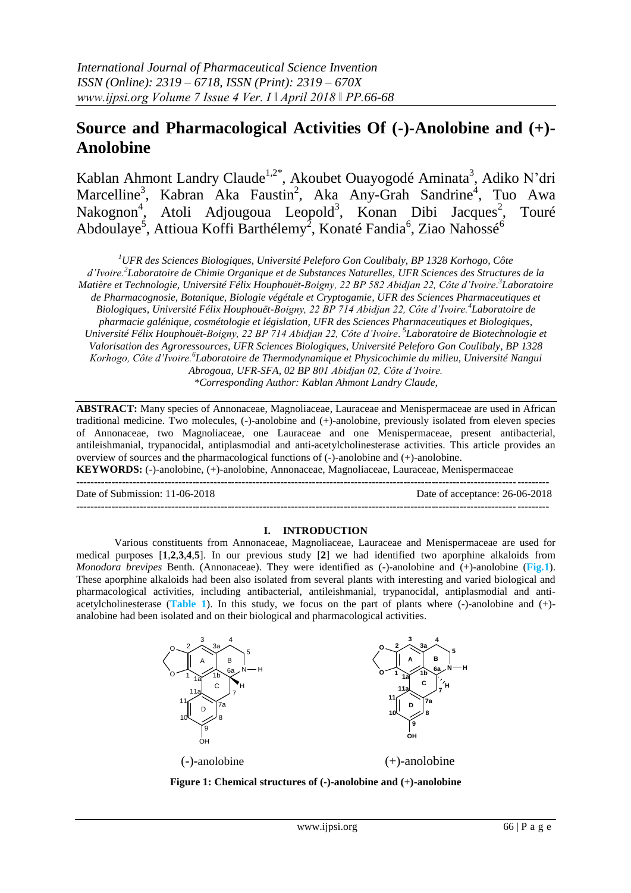# Source and Pharmacological Activities Of (-)-Anolobine and (+)-Anolobine

Kablan Ahmont Landry Claude[1,2*], Akoubet Ouayogodé Aminata[3], Adiko N'dri Marcelline[3], Kabran Aka Faustin[2], Aka Any-Grah Sandrine[4], Tuo Awa Nakognon[4], Atoli Adjougoua Leopold[3], Konan Dibi Jacques[2], Touré Abdoulaye[5], Attioua Koffi Barthélemy[2], Konaté Fandia[6], Ziao Nahossé[6]

*[1]UFR des Sciences Biologiques, Université Peleforo Gon Coulibaly, BP 1328 Korhogo, Côte d'Ivoire.[2]Laboratoire de Chimie Organique et de Substances Naturelles, UFR Sciences des Structures de la Matière et Technologie, Université Félix Houphouët-Boigny, 22 BP 582 Abidjan 22, Côte d'Ivoire.[3]Laboratoire de Pharmacognosie, Botanique, Biologie végétale et Cryptogamie, UFR des Sciences Pharmaceutiques et Biologiques, Université Félix Houphouët-Boigny, 22 BP 714 Abidjan 22, Côte d'Ivoire.[4]Laboratoire de pharmacie galénique, cosmétologie et législation, UFR des Sciences Pharmaceutiques et Biologiques, Université Félix Houphouët-Boigny, 22 BP 714 Abidjan 22, Côte d'Ivoire.[5]Laboratoire de Biotechnologie et Valorisation des Agroressources, UFR Sciences Biologiques, Université Peleforo Gon Coulibaly, BP 1328 Korhogo, Côte d'Ivoire.[6]Laboratoire de Thermodynamique et Physicochimie du milieu, Université Nangui Abrogoua, UFR-SFA, 02 BP 801 Abidjan 02, Côte d'Ivoire.*
*\*Corresponding Author: Kablan Ahmont Landry Claude,*

**ABSTRACT:** Many species of Annonaceae, Magnoliaceae, Lauraceae and Menispermaceae are used in African traditional medicine. Two molecules, (-)-anolobine and (+)-anolobine, previously isolated from eleven species of Annonaceae, two Magnoliaceae, one Lauraceae and one Menispermaceae, present antibacterial, antileishmanial, trypanocidal, antiplasmodial and anti-acetylcholinesterase activities. This article provides an overview of sources and the pharmacological functions of (-)-anolobine and (+)-anolobine.

**KEYWORDS:** (-)-anolobine, (+)-anolobine, Annonaceae, Magnoliaceae, Lauraceae, Menispermaceae

---

Date of Submission: 11-06-2018 Date of acceptance: 26-06-2018

---

## I. INTRODUCTION

Various constituents from Annonaceae, Magnoliaceae, Lauraceae and Menispermaceae are used for medical purposes [**1**,**2**,**3**,**4**,**5**]. In our previous study [**2**] we had identified two aporphine alkaloids from *Monodora brevipes* Benth. (Annonaceae). They were identified as (-)-anolobine and (+)-anolobine (**Fig.1**). These aporphine alkaloids had been also isolated from several plants with interesting and varied biological and pharmacological activities, including antibacterial, antileishmanial, trypanocidal, antiplasmodial and anti-acetylcholinesterase (**Table 1**). In this study, we focus on the part of plants where (-)-anolobine and (+)-analobine had been isolated and on their biological and pharmacological activities.

(-)-anolobine (+)-anolobine

**Figure 1: Chemical structures of (-)-anolobine and (+)-anolobine**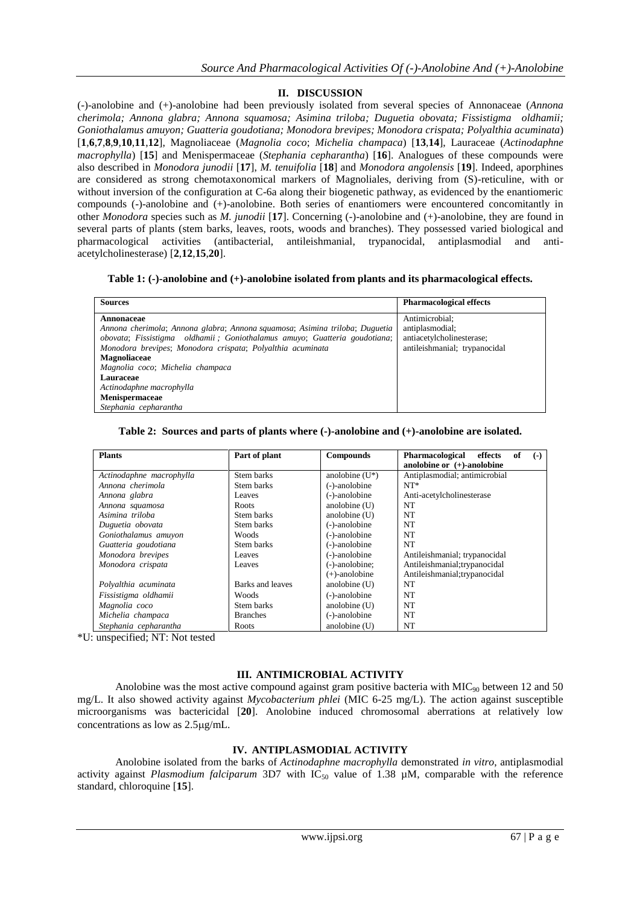## II. DISCUSSION

(-)-anolobine and (+)-anolobine had been previously isolated from several species of Annonaceae (*Annona cherimola; Annona glabra; Annona squamosa; Asimina triloba; Duguetia obovata; Fissistigma oldhamii; Goniothalamus amuyon; Guatteria goudotiana; Monodora brevipes; Monodora crispata; Polyalthia acuminata*) [**1**,**6**,**7**,**8**,**9**,**10**,**11**,**12**], Magnoliaceae (*Magnolia coco*; *Michelia champaca*) [**13**,**14**], Lauraceae (*Actinodaphne macrophylla*) [**15**] and Menispermaceae (*Stephania cepharantha*) [**16**]. Analogues of these compounds were also described in *Monodora junodii* [**17**], *M. tenuifolia* [**18**] and *Monodora angolensis* [**19**]. Indeed, aporphines are considered as strong chemotaxonomical markers of Magnoliales, deriving from (S)-reticuline, with or without inversion of the configuration at C-6a along their biogenetic pathway, as evidenced by the enantiomeric compounds (-)-anolobine and (+)-anolobine. Both series of enantiomers were encountered concomitantly in other *Monodora* species such as *M. junodii* [**17**]. Concerning (-)-anolobine and (+)-anolobine, they are found in several parts of plants (stem barks, leaves, roots, woods and branches). They possessed varied biological and pharmacological activities (antibacterial, antileishmanial, trypanocidal, antiplasmodial and anti-acetylcholinesterase) [**2**,**12**,**15**,**20**].

**Table 1: (-)-anolobine and (+)-anolobine isolated from plants and its pharmacological effects.**

| Sources | Pharmacological effects |
|---|---|
| **Annonaceae**<br>*Annona cherimola*; *Annona glabra*; *Annona squamosa*; *Asimina triloba*; *Duguetia obovata*; *Fissistigma oldhamii* ; *Goniothalamus amuyon*; *Guatteria goudotiana*; *Monodora brevipes*; *Monodora crispata*; *Polyalthia acuminata*<br>**Magnoliaceae**<br>*Magnolia coco*; *Michelia champaca*<br>**Lauraceae**<br>*Actinodaphne macrophylla*<br>**Menispermaceae**<br>*Stephania cepharantha* | Antimicrobial;<br>antiplasmodial;<br>antiacetylcholinesterase;<br>antileishmanial; trypanocidal |

**Table 2: Sources and parts of plants where (-)-anolobine and (+)-anolobine are isolated.**

| Plants | Part of plant | Compounds | Pharmacological effects of (-) anolobine or (+)-anolobine |
|---|---|---|---|
| *Actinodaphne macrophylla* | Stem barks | anolobine (U*) | Antiplasmodial; antimicrobial |
| *Annona cherimola* | Stem barks | (-)-anolobine | NT* |
| *Annona glabra* | Leaves | (-)-anolobine | Anti-acetylcholinesterase |
| *Annona squamosa* | Roots | anolobine (U) | NT |
| *Asimina triloba* | Stem barks | anolobine (U) | NT |
| *Duguetia obovata* | Stem barks | (-)-anolobine | NT |
| *Goniothalamus amuyon* | Woods | (-)-anolobine | NT |
| *Guatteria goudotiana* | Stem barks | (-)-anolobine | NT |
| *Monodora brevipes* | Leaves | (-)-anolobine | Antileishmanial; trypanocidal |
| *Monodora crispata* | Leaves | (-)-anolobine;<br>(+)-anolobine | Antileishmanial;trypanocidal<br>Antileishmanial;trypanocidal |
| *Polyalthia acuminata* | Barks and leaves | anolobine (U) | NT |
| *Fissistigma oldhamii* | Woods | (-)-anolobine | NT |
| *Magnolia coco* | Stem barks | anolobine (U) | NT |
| *Michelia champaca* | Branches | (-)-anolobine | NT |
| *Stephania cepharantha* | Roots | anolobine (U) | NT |

*U: unspecified; NT: Not tested

## III. ANTIMICROBIAL ACTIVITY

Anolobine was the most active compound against gram positive bacteria with $MIC_{90}$ between 12 and 50 mg/L. It also showed activity against *Mycobacterium phlei* (MIC 6-25 mg/L). The action against susceptible microorganisms was bactericidal [**20**]. Anolobine induced chromosomal aberrations at relatively low concentrations as low as 2.5μg/mL.

## IV. ANTIPLASMODIAL ACTIVITY

Anolobine isolated from the barks of *Actinodaphne macrophylla* demonstrated *in vitro*, antiplasmodial activity against *Plasmodium falciparum* 3D7 with $IC_{50}$ value of 1.38 μM, comparable with the reference standard, chloroquine [**15**].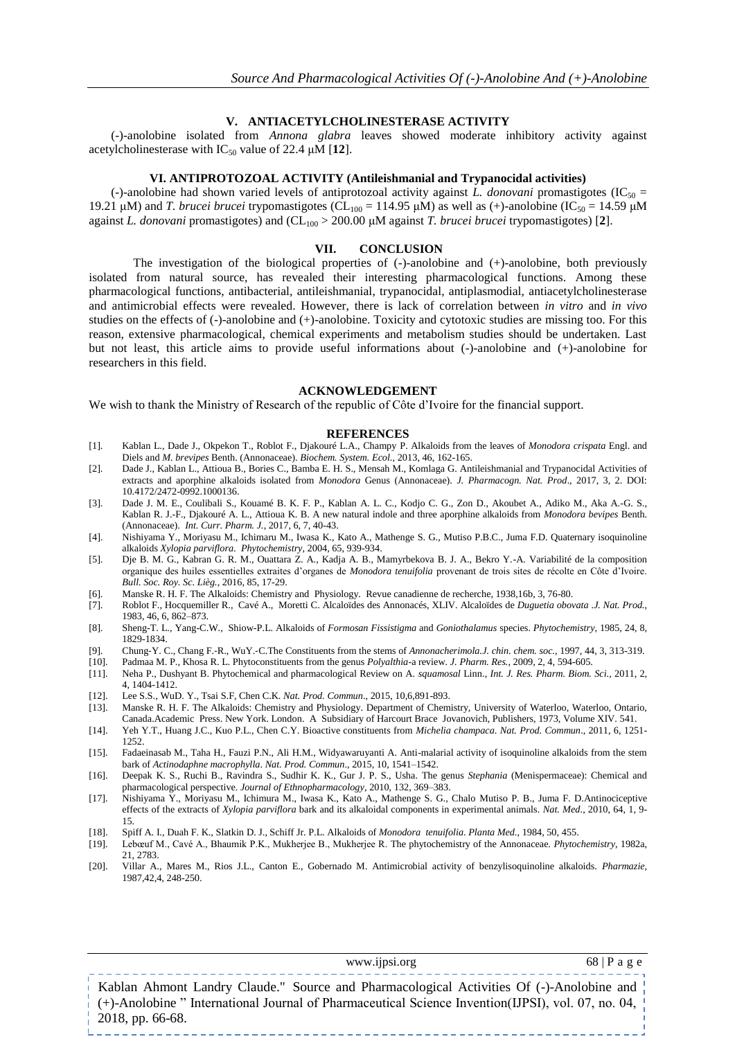## V. ANTIACETYLCHOLINESTERASE ACTIVITY

(-)-anolobine isolated from *Annona glabra* leaves showed moderate inhibitory activity against acetylcholinesterase with $IC_{50}$ value of 22.4 μM [**12**].

## VI. ANTIPROTOZOAL ACTIVITY (Antileishmanial and Trypanocidal activities)

(-)-anolobine had shown varied levels of antiprotozoal activity against *L. donovani* promastigotes ($IC_{50}$ = 19.21 μM) and *T. brucei brucei* trypomastigotes ($CL_{100}$ = 114.95 μM) as well as (+)-anolobine ($IC_{50}$ = 14.59 μM against *L. donovani* promastigotes) and ($CL_{100}$ > 200.00 μM against *T. brucei brucei* trypomastigotes) [**2**].

## VII. CONCLUSION

The investigation of the biological properties of (-)-anolobine and (+)-anolobine, both previously isolated from natural source, has revealed their interesting pharmacological functions. Among these pharmacological functions, antibacterial, antileishmanial, trypanocidal, antiplasmodial, antiacetylcholinesterase and antimicrobial effects were revealed. However, there is lack of correlation between *in vitro* and *in vivo* studies on the effects of (-)-anolobine and (+)-anolobine. Toxicity and cytotoxic studies are missing too. For this reason, extensive pharmacological, chemical experiments and metabolism studies should be undertaken. Last but not least, this article aims to provide useful informations about (-)-anolobine and (+)-anolobine for researchers in this field.

## ACKNOWLEDGEMENT

We wish to thank the Ministry of Research of the republic of Côte d'Ivoire for the financial support.

## REFERENCES

[1]. Kablan L., Dade J., Okpekon T., Roblot F., Djakouré L.A., Champy P. Alkaloids from the leaves of *Monodora crispata* Engl. and Diels and *M. brevipes* Benth. (Annonaceae). *Biochem. System. Ecol.*, 2013, 46, 162-165.

[2]. Dade J., Kablan L., Attioua B., Bories C., Bamba E. H. S., Mensah M., Komlaga G. Antileishmanial and Trypanocidal Activities of extracts and aporphine alkaloids isolated from *Monodora* Genus (Annonaceae). *J. Pharmacogn. Nat. Prod*., 2017, 3, 2. DOI: 10.4172/2472-0992.1000136.

[3]. Dade J. M. E., Coulibali S., Kouamé B. K. F. P., Kablan A. L. C., Kodjo C. G., Zon D., Akoubet A., Adiko M., Aka A.-G. S., Kablan R. J.-F., Djakouré A. L., Attioua K. B. A new natural indole and three aporphine alkaloids from *Monodora bevipes* Benth. (Annonaceae). *Int. Curr. Pharm. J.*, 2017, 6, 7, 40-43.

[4]. Nishiyama Y., Moriyasu M., Ichimaru M., Iwasa K., Kato A., Mathenge S. G., Mutiso P.B.C., Juma F.D. Quaternary isoquinoline alkaloids *Xylopia parviflora*. *Phytochemistry*, 2004, 65, 939-934.

[5]. Dje B. M. G., Kabran G. R. M., Ouattara Z. A., Kadja A. B., Mamyrbekova B. J. A., Bekro Y.-A. Variabilité de la composition organique des huiles essentielles extraites d'organes de *Monodora tenuifolia* provenant de trois sites de récolte en Côte d'Ivoire. *Bull. Soc. Roy. Sc. Lièg.*, 2016, 85, 17-29.

[6]. Manske R. H. F. The Alkaloids: Chemistry and Physiology. Revue canadienne de recherche, 1938,16b, 3, 76-80.

[7]. Roblot F., Hocquemiller R., Cavé A., Moretti C. Alcaloïdes des Annonacés, XLIV. Alcaloïdes de *Duguetia obovata* .*J. Nat. Prod.*, 1983, 46, 6, 862–873.

[8]. Sheng-T. L., Yang-C.W., Shiow-P.L. Alkaloids of *Formosan Fissistigma* and *Goniothalamus* species. *Phytochemistry*, 1985, 24, 8, 1829-1834.

[9]. Chung-Y. C., Chang F.-R., WuY.-C.The Constituents from the stems of *Annonacherimola*.*J. chin. chem. soc.*, 1997, 44, 3, 313-319.

[10]. Padmaa M. P., Khosa R. L. Phytoconstituents from the genus *Polyalthia*-a review. *J. Pharm. Res.*, 2009, 2, 4, 594-605.

[11]. Neha P., Dushyant B. Phytochemical and pharmacological Review on A. *squamosal* Linn., *Int. J. Res. Pharm. Biom. Sci.*, 2011, 2, 4, 1404-1412.

[12]. Lee S.S., WuD. Y., Tsai S.F, Chen C.K. *Nat. Prod. Commun*., 2015, 10,6,891-893.

[13]. Manske R. H. F. The Alkaloids: Chemistry and Physiology. Department of Chemistry, University of Waterloo, Waterloo, Ontario, Canada.Academic Press. New York. London. A Subsidiary of Harcourt Brace Jovanovich, Publishers, 1973, Volume XIV. 541.

[14]. Yeh Y.T., Huang J.C., Kuo P.L., Chen C.Y. Bioactive constituents from *Michelia champaca*. *Nat. Prod. Commun*., 2011, 6, 1251-1252.

[15]. Fadaeinasab M., Taha H., Fauzi P.N., Ali H.M., Widyawaruyanti A. Anti-malarial activity of isoquinoline alkaloids from the stem bark of *Actinodaphne macrophylla*. *Nat. Prod. Commun*., 2015, 10, 1541–1542.

[16]. Deepak K. S., Ruchi B., Ravindra S., Sudhir K. K., Gur J. P. S., Usha. The genus *Stephania* (Menispermaceae): Chemical and pharmacological perspective. *Journal of Ethnopharmacology*, 2010, 132, 369–383.

[17]. Nishiyama Y., Moriyasu M., Ichimura M., Iwasa K., Kato A., Mathenge S. G., Chalo Mutiso P. B., Juma F. D.Antinociceptive effects of the extracts of *Xylopia parviflora* bark and its alkaloidal components in experimental animals. *Nat. Med*., 2010, 64, 1, 9-15.

[18]. Spiff A. I., Duah F. K., Slatkin D. J., Schiff Jr. P.L. Alkaloids of *Monodora tenuifolia*. *Planta Med.*, 1984, 50, 455.

[19]. Lebœuf M., Cavé A., Bhaumik P.K., Mukherjee B., Mukherjee R. The phytochemistry of the Annonaceae. *Phytochemistry*, 1982a, 21, 2783.

[20]. Villar A., Mares M., Rios J.L., Canton E., Gobernado M. Antimicrobial activity of benzylisoquinoline alkaloids. *Pharmazie*, 1987,42,4, 248-250.

Kablan Ahmont Landry Claude." Source and Pharmacological Activities Of (-)-Anolobine and (+)-Anolobine " International Journal of Pharmaceutical Science Invention(IJPSI), vol. 07, no. 04, 2018, pp. 66-68.